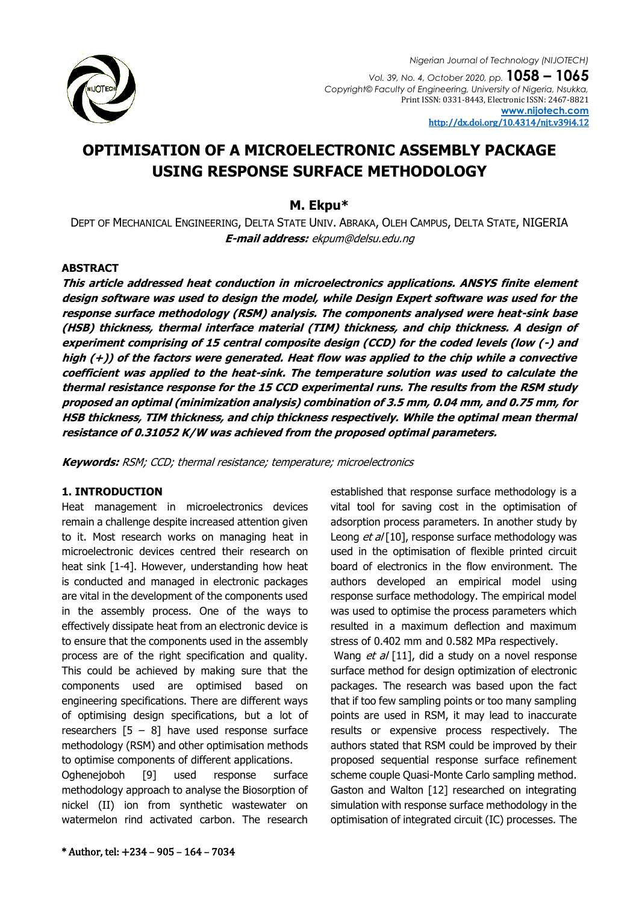# OPTIMISATION OF A MICROELECTRONIC ASSEMBLY PACKAGE USING RESPONSE SURFACE METHODOLOGY

**M. Ekpu***

DEPT OF MECHANICAL ENGINEERING, DELTA STATE UNIV. ABRAKA, OLEH CAMPUS, DELTA STATE, NIGERIA
***E-mail address:*** *ekpum@delsu.edu.ng*

### ABSTRACT

***This article addressed heat conduction in microelectronics applications. ANSYS finite element design software was used to design the model, while Design Expert software was used for the response surface methodology (RSM) analysis. The components analysed were heat-sink base (HSB) thickness, thermal interface material (TIM) thickness, and chip thickness. A design of experiment comprising of 15 central composite design (CCD) for the coded levels (low (-) and high (+)) of the factors were generated. Heat flow was applied to the chip while a convective coefficient was applied to the heat-sink. The temperature solution was used to calculate the thermal resistance response for the 15 CCD experimental runs. The results from the RSM study proposed an optimal (minimization analysis) combination of 3.5 mm, 0.04 mm, and 0.75 mm, for HSB thickness, TIM thickness, and chip thickness respectively. While the optimal mean thermal resistance of 0.31052 K/W was achieved from the proposed optimal parameters.***

***Keywords:*** *RSM; CCD; thermal resistance; temperature; microelectronics*

### 1. INTRODUCTION

Heat management in microelectronics devices remain a challenge despite increased attention given to it. Most research works on managing heat in microelectronic devices centred their research on heat sink [1-4]. However, understanding how heat is conducted and managed in electronic packages are vital in the development of the components used in the assembly process. One of the ways to effectively dissipate heat from an electronic device is to ensure that the components used in the assembly process are of the right specification and quality. This could be achieved by making sure that the components used are optimised based on engineering specifications. There are different ways of optimising design specifications, but a lot of researchers [5 – 8] have used response surface methodology (RSM) and other optimisation methods to optimise components of different applications.

Oghenejoboh [9] used response surface methodology approach to analyse the Biosorption of nickel (II) ion from synthetic wastewater on watermelon rind activated carbon. The research established that response surface methodology is a vital tool for saving cost in the optimisation of adsorption process parameters. In another study by Leong *et al* [10], response surface methodology was used in the optimisation of flexible printed circuit board of electronics in the flow environment. The authors developed an empirical model using response surface methodology. The empirical model was used to optimise the process parameters which resulted in a maximum deflection and maximum stress of 0.402 mm and 0.582 MPa respectively.

Wang *et al* [11], did a study on a novel response surface method for design optimization of electronic packages. The research was based upon the fact that if too few sampling points or too many sampling points are used in RSM, it may lead to inaccurate results or expensive process respectively. The authors stated that RSM could be improved by their proposed sequential response surface refinement scheme couple Quasi-Monte Carlo sampling method. Gaston and Walton [12] researched on integrating simulation with response surface methodology in the optimisation of integrated circuit (IC) processes. The

\* Author, tel: +234 – 905 – 164 – 7034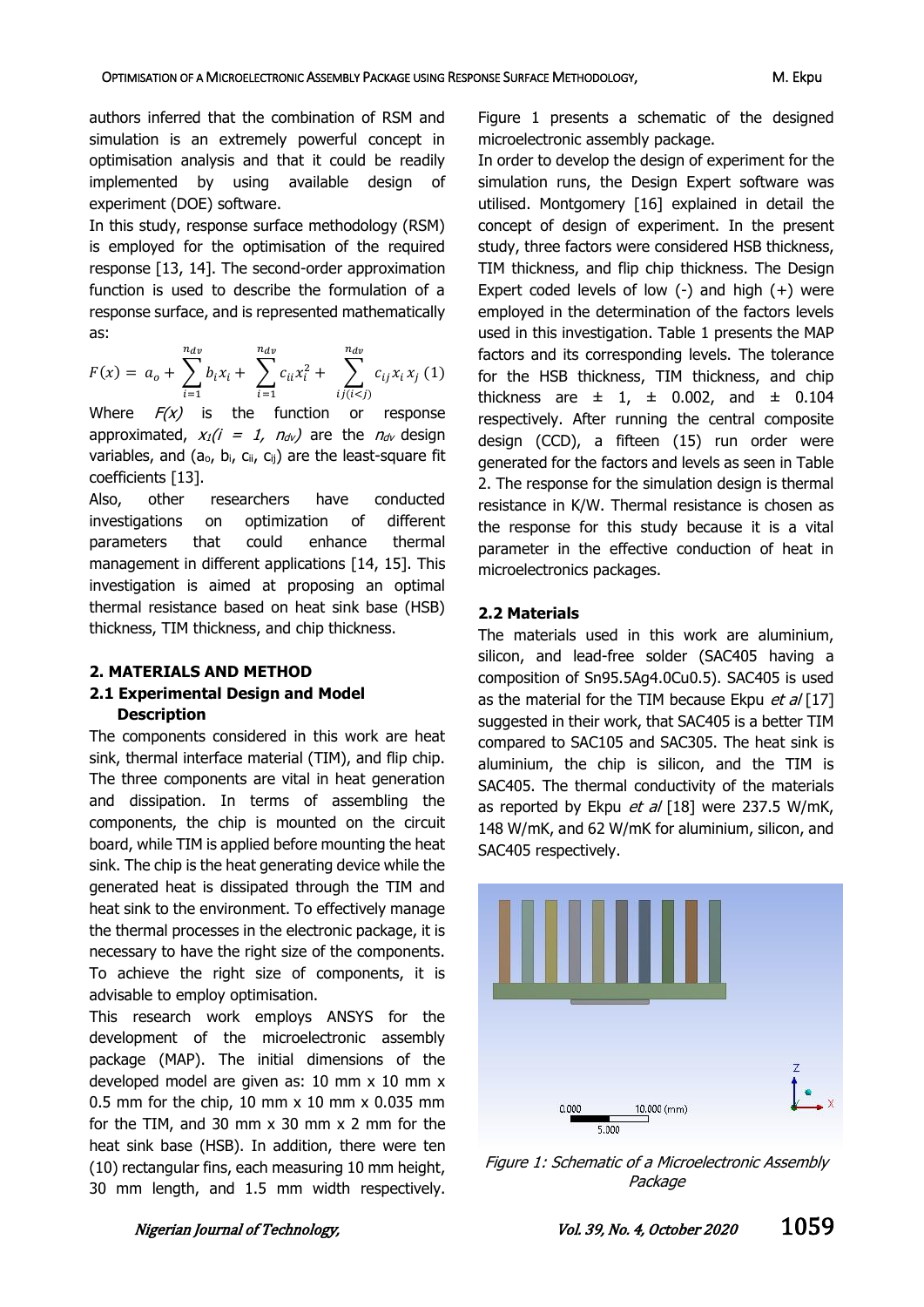authors inferred that the combination of RSM and simulation is an extremely powerful concept in optimisation analysis and that it could be readily implemented by using available design of experiment (DOE) software.

In this study, response surface methodology (RSM) is employed for the optimisation of the required response [13, 14]. The second-order approximation function is used to describe the formulation of a response surface, and is represented mathematically as:

$$F(x) = a_o + \sum_{i=1}^{n_{dv}} b_i x_i + \sum_{i=1}^{n_{dv}} c_{ii} x_i^2 + \sum_{ij(i<j)}^{n_{dv}} c_{ij} x_i x_j \quad (1)$$

Where *F(x)* is the function or response approximated, $x_I (i = 1, n_{dv})$ are the $n_{dv}$ design variables, and ($a_o$, $b_i$, $c_{ii}$, $c_{ij}$) are the least-square fit coefficients [13].

Also, other researchers have conducted investigations on optimization of different parameters that could enhance thermal management in different applications [14, 15]. This investigation is aimed at proposing an optimal thermal resistance based on heat sink base (HSB) thickness, TIM thickness, and chip thickness.

## 2. MATERIALS AND METHOD

### 2.1 Experimental Design and Model Description

The components considered in this work are heat sink, thermal interface material (TIM), and flip chip. The three components are vital in heat generation and dissipation. In terms of assembling the components, the chip is mounted on the circuit board, while TIM is applied before mounting the heat sink. The chip is the heat generating device while the generated heat is dissipated through the TIM and heat sink to the environment. To effectively manage the thermal processes in the electronic package, it is necessary to have the right size of the components. To achieve the right size of components, it is advisable to employ optimisation.

This research work employs ANSYS for the development of the microelectronic assembly package (MAP). The initial dimensions of the developed model are given as: 10 mm x 10 mm x 0.5 mm for the chip, 10 mm x 10 mm x 0.035 mm for the TIM, and 30 mm x 30 mm x 2 mm for the heat sink base (HSB). In addition, there were ten (10) rectangular fins, each measuring 10 mm height, 30 mm length, and 1.5 mm width respectively. Figure 1 presents a schematic of the designed microelectronic assembly package.

In order to develop the design of experiment for the simulation runs, the Design Expert software was utilised. Montgomery [16] explained in detail the concept of design of experiment. In the present study, three factors were considered HSB thickness, TIM thickness, and flip chip thickness. The Design Expert coded levels of low (-) and high (+) were employed in the determination of the factors levels used in this investigation. Table 1 presents the MAP factors and its corresponding levels. The tolerance for the HSB thickness, TIM thickness, and chip thickness are ± 1, ± 0.002, and ± 0.104 respectively. After running the central composite design (CCD), a fifteen (15) run order were generated for the factors and levels as seen in Table 2. The response for the simulation design is thermal resistance in K/W. Thermal resistance is chosen as the response for this study because it is a vital parameter in the effective conduction of heat in microelectronics packages.

### 2.2 Materials

The materials used in this work are aluminium, silicon, and lead-free solder (SAC405 having a composition of Sn95.5Ag4.0Cu0.5). SAC405 is used as the material for the TIM because Ekpu *et al* [17] suggested in their work, that SAC405 is a better TIM compared to SAC105 and SAC305. The heat sink is aluminium, the chip is silicon, and the TIM is SAC405. The thermal conductivity of the materials as reported by Ekpu *et al* [18] were 237.5 W/mK, 148 W/mK, and 62 W/mK for aluminium, silicon, and SAC405 respectively.

*Figure 1: Schematic of a Microelectronic Assembly Package*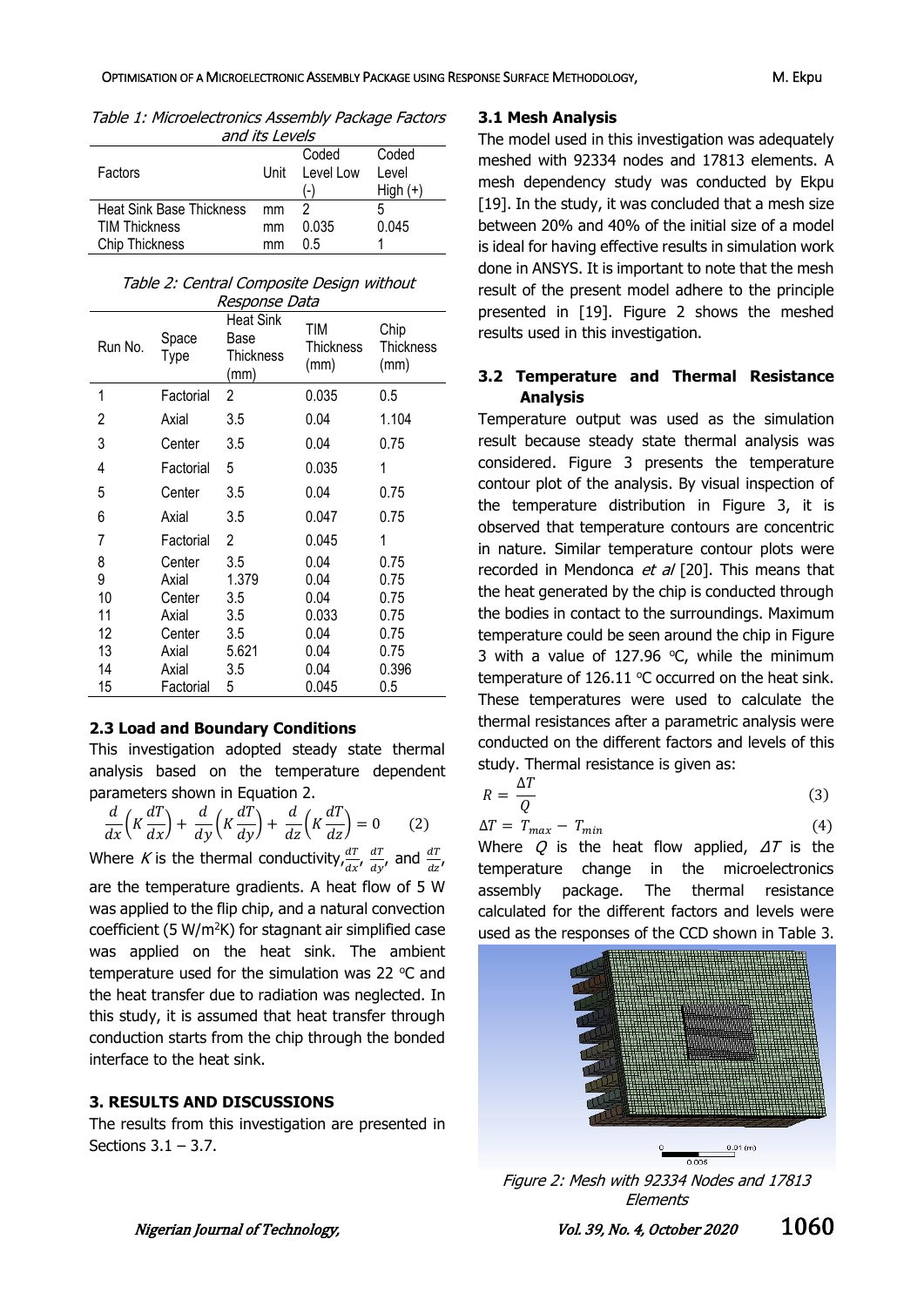Table 1: Microelectronics Assembly Package Factors and its Levels

| Factors | Unit | Coded Level Low (-) | Coded Level High (+) |
|---|---|---|---|
| Heat Sink Base Thickness | mm | 2 | 5 |
| TIM Thickness | mm | 0.035 | 0.045 |
| Chip Thickness | mm | 0.5 | 1 |

Table 2: Central Composite Design without Response Data

| Run No. | Space Type | Heat Sink Base Thickness (mm) | TIM Thickness (mm) | Chip Thickness (mm) |
|---|---|---|---|---|
| 1 | Factorial | 2 | 0.035 | 0.5 |
| 2 | Axial | 3.5 | 0.04 | 1.104 |
| 3 | Center | 3.5 | 0.04 | 0.75 |
| 4 | Factorial | 5 | 0.035 | 1 |
| 5 | Center | 3.5 | 0.04 | 0.75 |
| 6 | Axial | 3.5 | 0.047 | 0.75 |
| 7 | Factorial | 2 | 0.045 | 1 |
| 8 | Center | 3.5 | 0.04 | 0.75 |
| 9 | Axial | 1.379 | 0.04 | 0.75 |
| 10 | Center | 3.5 | 0.04 | 0.75 |
| 11 | Axial | 3.5 | 0.033 | 0.75 |
| 12 | Center | 3.5 | 0.04 | 0.75 |
| 13 | Axial | 5.621 | 0.04 | 0.75 |
| 14 | Axial | 3.5 | 0.04 | 0.396 |
| 15 | Factorial | 5 | 0.045 | 0.5 |

### 2.3 Load and Boundary Conditions

This investigation adopted steady state thermal analysis based on the temperature dependent parameters shown in Equation 2.

$$\frac{d}{dx}\left(K\frac{dT}{dx}\right) + \frac{d}{dy}\left(K\frac{dT}{dy}\right) + \frac{d}{dz}\left(K\frac{dT}{dz}\right) = 0 \qquad (2)$$

Where $K$ is the thermal conductivity, $\frac{dT}{dx}$, $\frac{dT}{dy}$, and $\frac{dT}{dz}$, are the temperature gradients. A heat flow of 5 W was applied to the flip chip, and a natural convection coefficient (5 W/m$^2$K) for stagnant air simplified case was applied on the heat sink. The ambient temperature used for the simulation was 22 °C and the heat transfer due to radiation was neglected. In this study, it is assumed that heat transfer through conduction starts from the chip through the bonded interface to the heat sink.

## 3. RESULTS AND DISCUSSIONS

The results from this investigation are presented in Sections 3.1 – 3.7.

### 3.1 Mesh Analysis

The model used in this investigation was adequately meshed with 92334 nodes and 17813 elements. A mesh dependency study was conducted by Ekpu [19]. In the study, it was concluded that a mesh size between 20% and 40% of the initial size of a model is ideal for having effective results in simulation work done in ANSYS. It is important to note that the mesh result of the present model adhere to the principle presented in [19]. Figure 2 shows the meshed results used in this investigation.

### 3.2 Temperature and Thermal Resistance Analysis

Temperature output was used as the simulation result because steady state thermal analysis was considered. Figure 3 presents the temperature contour plot of the analysis. By visual inspection of the temperature distribution in Figure 3, it is observed that temperature contours are concentric in nature. Similar temperature contour plots were recorded in Mendonca *et al* [20]. This means that the heat generated by the chip is conducted through the bodies in contact to the surroundings. Maximum temperature could be seen around the chip in Figure 3 with a value of 127.96 °C, while the minimum temperature of 126.11 °C occurred on the heat sink. These temperatures were used to calculate the thermal resistances after a parametric analysis were conducted on the different factors and levels of this study. Thermal resistance is given as:

$$R = \frac{\Delta T}{Q} \qquad (3)$$

$$\Delta T = T_{max} - T_{min} \qquad (4)$$

Where $Q$ is the heat flow applied, $\Delta T$ is the temperature change in the microelectronics assembly package. The thermal resistance calculated for the different factors and levels were used as the responses of the CCD shown in Table 3.

Figure 2: Mesh with 92334 Nodes and 17813 Elements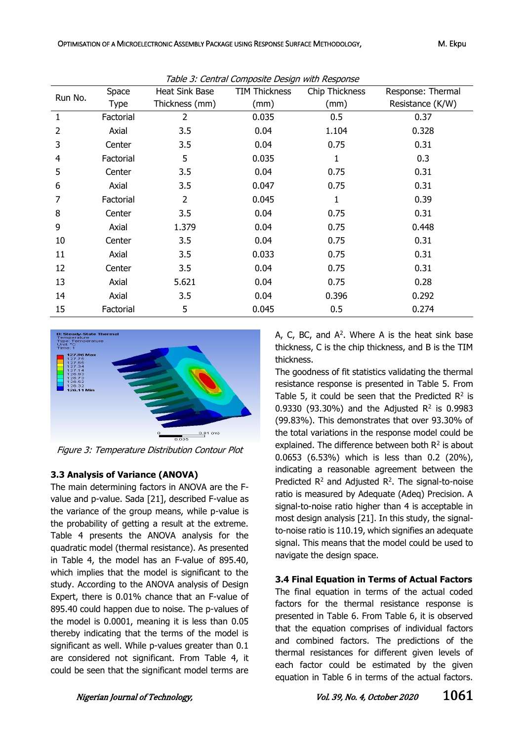Table 3: Central Composite Design with Response

| Run No. | Space Type | Heat Sink Base Thickness (mm) | TIM Thickness (mm) | Chip Thickness (mm) | Response: Thermal Resistance (K/W) |
|---|---|---|---|---|---|
| 1 | Factorial | 2 | 0.035 | 0.5 | 0.37 |
| 2 | Axial | 3.5 | 0.04 | 1.104 | 0.328 |
| 3 | Center | 3.5 | 0.04 | 0.75 | 0.31 |
| 4 | Factorial | 5 | 0.035 | 1 | 0.3 |
| 5 | Center | 3.5 | 0.04 | 0.75 | 0.31 |
| 6 | Axial | 3.5 | 0.047 | 0.75 | 0.31 |
| 7 | Factorial | 2 | 0.045 | 1 | 0.39 |
| 8 | Center | 3.5 | 0.04 | 0.75 | 0.31 |
| 9 | Axial | 1.379 | 0.04 | 0.75 | 0.448 |
| 10 | Center | 3.5 | 0.04 | 0.75 | 0.31 |
| 11 | Axial | 3.5 | 0.033 | 0.75 | 0.31 |
| 12 | Center | 3.5 | 0.04 | 0.75 | 0.31 |
| 13 | Axial | 5.621 | 0.04 | 0.75 | 0.28 |
| 14 | Axial | 3.5 | 0.04 | 0.396 | 0.292 |
| 15 | Factorial | 5 | 0.045 | 0.5 | 0.274 |

Figure 3: Temperature Distribution Contour Plot

### 3.3 Analysis of Variance (ANOVA)

The main determining factors in ANOVA are the F-value and p-value. Sada [21], described F-value as the variance of the group means, while p-value is the probability of getting a result at the extreme. Table 4 presents the ANOVA analysis for the quadratic model (thermal resistance). As presented in Table 4, the model has an F-value of 895.40, which implies that the model is significant to the study. According to the ANOVA analysis of Design Expert, there is 0.01% chance that an F-value of 895.40 could happen due to noise. The p-values of the model is 0.0001, meaning it is less than 0.05 thereby indicating that the terms of the model is significant as well. While p-values greater than 0.1 are considered not significant. From Table 4, it could be seen that the significant model terms are A, C, BC, and $A^2$. Where A is the heat sink base thickness, C is the chip thickness, and B is the TIM thickness.

The goodness of fit statistics validating the thermal resistance response is presented in Table 5. From Table 5, it could be seen that the Predicted $R^2$ is 0.9330 (93.30%) and the Adjusted $R^2$ is 0.9983 (99.83%). This demonstrates that over 93.30% of the total variations in the response model could be explained. The difference between both $R^2$ is about 0.0653 (6.53%) which is less than 0.2 (20%), indicating a reasonable agreement between the Predicted $R^2$ and Adjusted $R^2$. The signal-to-noise ratio is measured by Adequate (Adeq) Precision. A signal-to-noise ratio higher than 4 is acceptable in most design analysis [21]. In this study, the signal-to-noise ratio is 110.19, which signifies an adequate signal. This means that the model could be used to navigate the design space.

### 3.4 Final Equation in Terms of Actual Factors

The final equation in terms of the actual coded factors for the thermal resistance response is presented in Table 6. From Table 6, it is observed that the equation comprises of individual factors and combined factors. The predictions of the thermal resistances for different given levels of each factor could be estimated by the given equation in Table 6 in terms of the actual factors.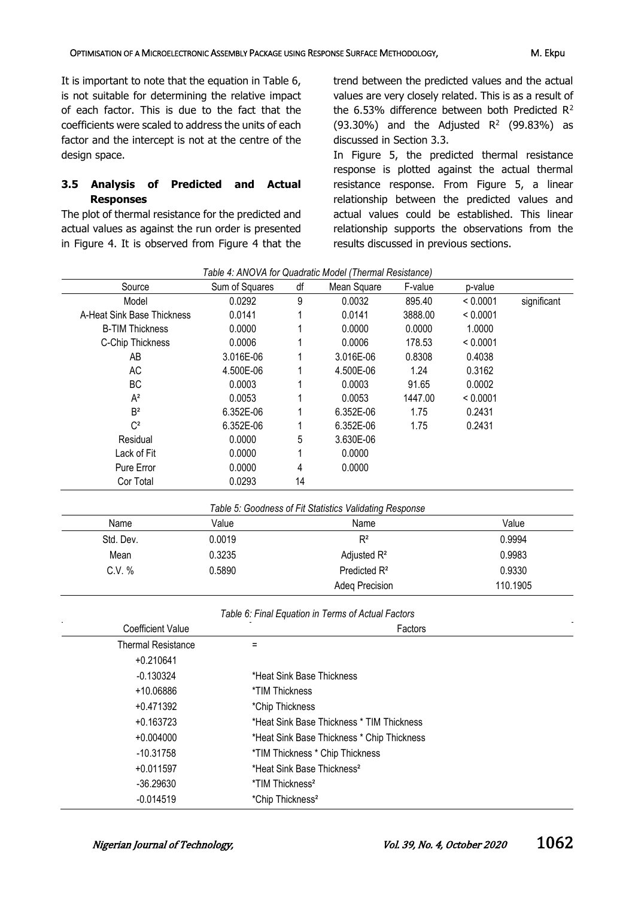It is important to note that the equation in Table 6, is not suitable for determining the relative impact of each factor. This is due to the fact that the coefficients were scaled to address the units of each factor and the intercept is not at the centre of the design space.

### 3.5 Analysis of Predicted and Actual Responses

The plot of thermal resistance for the predicted and actual values as against the run order is presented in Figure 4. It is observed from Figure 4 that the trend between the predicted values and the actual values are very closely related. This is as a result of the 6.53% difference between both Predicted $R^2$ (93.30%) and the Adjusted $R^2$ (99.83%) as discussed in Section 3.3.

In Figure 5, the predicted thermal resistance response is plotted against the actual thermal resistance response. From Figure 5, a linear relationship between the predicted values and actual values could be established. This linear relationship supports the observations from the results discussed in previous sections.

*Table 4: ANOVA for Quadratic Model (Thermal Resistance)*

| Source | Sum of Squares | df | Mean Square | F-value | p-value | |
|---|---|---|---|---|---|---|
| Model | 0.0292 | 9 | 0.0032 | 895.40 | < 0.0001 | significant |
| A-Heat Sink Base Thickness | 0.0141 | 1 | 0.0141 | 3888.00 | < 0.0001 | |
| B-TIM Thickness | 0.0000 | 1 | 0.0000 | 0.0000 | 1.0000 | |
| C-Chip Thickness | 0.0006 | 1 | 0.0006 | 178.53 | < 0.0001 | |
| AB | 3.016E-06 | 1 | 3.016E-06 | 0.8308 | 0.4038 | |
| AC | 4.500E-06 | 1 | 4.500E-06 | 1.24 | 0.3162 | |
| BC | 0.0003 | 1 | 0.0003 | 91.65 | 0.0002 | |
| $A^2$ | 0.0053 | 1 | 0.0053 | 1447.00 | < 0.0001 | |
| $B^2$ | 6.352E-06 | 1 | 6.352E-06 | 1.75 | 0.2431 | |
| $C^2$ | 6.352E-06 | 1 | 6.352E-06 | 1.75 | 0.2431 | |
| Residual | 0.0000 | 5 | 3.630E-06 | | | |
| Lack of Fit | 0.0000 | 1 | 0.0000 | | | |
| Pure Error | 0.0000 | 4 | 0.0000 | | | |
| Cor Total | 0.0293 | 14 | | | | |

*Table 5: Goodness of Fit Statistics Validating Response*

| Name | Value | Name | Value |
|---|---|---|---|
| Std. Dev. | 0.0019 | $R^2$ | 0.9994 |
| Mean | 0.3235 | Adjusted $R^2$ | 0.9983 |
| C.V. % | 0.5890 | Predicted $R^2$ | 0.9330 |
| | | Adeq Precision | 110.1905 |

*Table 6: Final Equation in Terms of Actual Factors*

| Coefficient Value | Factors |
|---|---|
| Thermal Resistance | = |
| +0.210641 | |
| -0.130324 | *Heat Sink Base Thickness |
| +10.06886 | *TIM Thickness |
| +0.471392 | *Chip Thickness |
| +0.163723 | *Heat Sink Base Thickness * TIM Thickness |
| +0.004000 | *Heat Sink Base Thickness * Chip Thickness |
| -10.31758 | *TIM Thickness * Chip Thickness |
| +0.011597 | *Heat Sink Base Thickness² |
| -36.29630 | *TIM Thickness² |
| -0.014519 | *Chip Thickness² |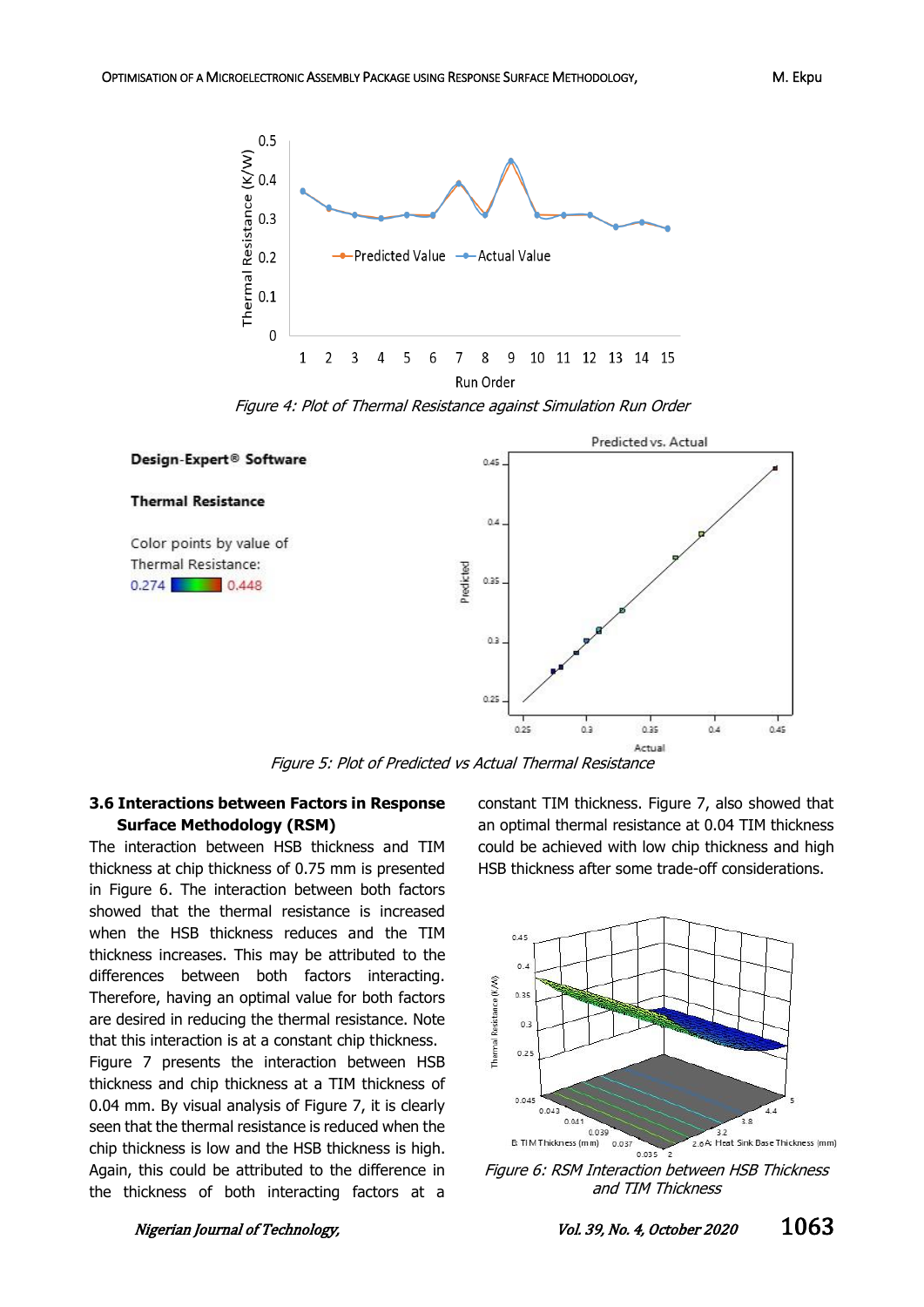*Figure 4: Plot of Thermal Resistance against Simulation Run Order*

*Figure 5: Plot of Predicted vs Actual Thermal Resistance*

### 3.6 Interactions between Factors in Response Surface Methodology (RSM)

The interaction between HSB thickness and TIM thickness at chip thickness of 0.75 mm is presented in Figure 6. The interaction between both factors showed that the thermal resistance is increased when the HSB thickness reduces and the TIM thickness increases. This may be attributed to the differences between both factors interacting. Therefore, having an optimal value for both factors are desired in reducing the thermal resistance. Note that this interaction is at a constant chip thickness.

Figure 7 presents the interaction between HSB thickness and chip thickness at a TIM thickness of 0.04 mm. By visual analysis of Figure 7, it is clearly seen that the thermal resistance is reduced when the chip thickness is low and the HSB thickness is high. Again, this could be attributed to the difference in the thickness of both interacting factors at a constant TIM thickness. Figure 7, also showed that an optimal thermal resistance at 0.04 TIM thickness could be achieved with low chip thickness and high HSB thickness after some trade-off considerations.

*Figure 6: RSM Interaction between HSB Thickness and TIM Thickness*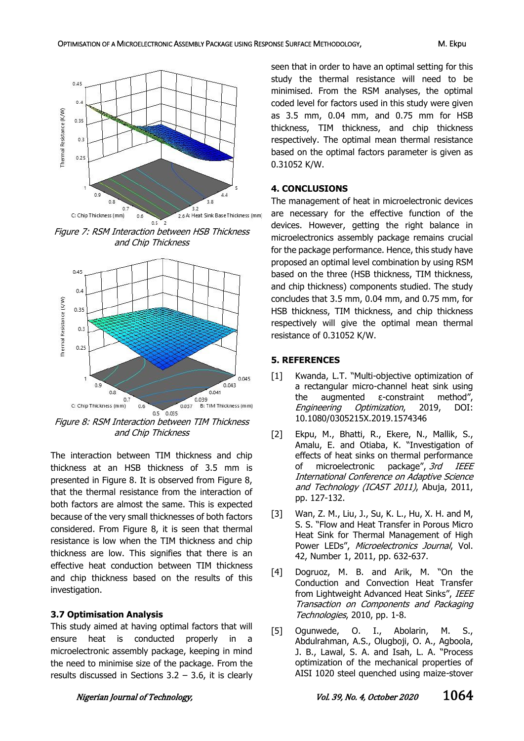Figure 7: RSM Interaction between HSB Thickness and Chip Thickness

Figure 8: RSM Interaction between TIM Thickness and Chip Thickness

The interaction between TIM thickness and chip thickness at an HSB thickness of 3.5 mm is presented in Figure 8. It is observed from Figure 8, that the thermal resistance from the interaction of both factors are almost the same. This is expected because of the very small thicknesses of both factors considered. From Figure 8, it is seen that thermal resistance is low when the TIM thickness and chip thickness are low. This signifies that there is an effective heat conduction between TIM thickness and chip thickness based on the results of this investigation.

### 3.7 Optimisation Analysis

This study aimed at having optimal factors that will ensure heat is conducted properly in a microelectronic assembly package, keeping in mind the need to minimise size of the package. From the results discussed in Sections 3.2 – 3.6, it is clearly seen that in order to have an optimal setting for this study the thermal resistance will need to be minimised. From the RSM analyses, the optimal coded level for factors used in this study were given as 3.5 mm, 0.04 mm, and 0.75 mm for HSB thickness, TIM thickness, and chip thickness respectively. The optimal mean thermal resistance based on the optimal factors parameter is given as 0.31052 K/W.

## 4. CONCLUSIONS

The management of heat in microelectronic devices are necessary for the effective function of the devices. However, getting the right balance in microelectronics assembly package remains crucial for the package performance. Hence, this study have proposed an optimal level combination by using RSM based on the three (HSB thickness, TIM thickness, and chip thickness) components studied. The study concludes that 3.5 mm, 0.04 mm, and 0.75 mm, for HSB thickness, TIM thickness, and chip thickness respectively will give the optimal mean thermal resistance of 0.31052 K/W.

## 5. REFERENCES

[1] Kwanda, L.T. "Multi-objective optimization of a rectangular micro-channel heat sink using the augmented ε-constraint method", *Engineering Optimization*, 2019, DOI: 10.1080/0305215X.2019.1574346

[2] Ekpu, M., Bhatti, R., Ekere, N., Mallik, S., Amalu, E. and Otiaba, K. "Investigation of effects of heat sinks on thermal performance of microelectronic package", *3rd IEEE International Conference on Adaptive Science and Technology (ICAST 2011)*, Abuja, 2011, pp. 127-132.

[3] Wan, Z. M., Liu, J., Su, K. L., Hu, X. H. and M, S. S. "Flow and Heat Transfer in Porous Micro Heat Sink for Thermal Management of High Power LEDs", *Microelectronics Journal*, Vol. 42, Number 1, 2011, pp. 632-637.

[4] Dogruoz, M. B. and Arik, M. "On the Conduction and Convection Heat Transfer from Lightweight Advanced Heat Sinks", *IEEE Transaction on Components and Packaging Technologies*, 2010, pp. 1-8.

[5] Ogunwede, O. I., Abolarin, M. S., Abdulrahman, A.S., Olugboji, O. A., Agboola, J. B., Lawal, S. A. and Isah, L. A. "Process optimization of the mechanical properties of AISI 1020 steel quenched using maize-stover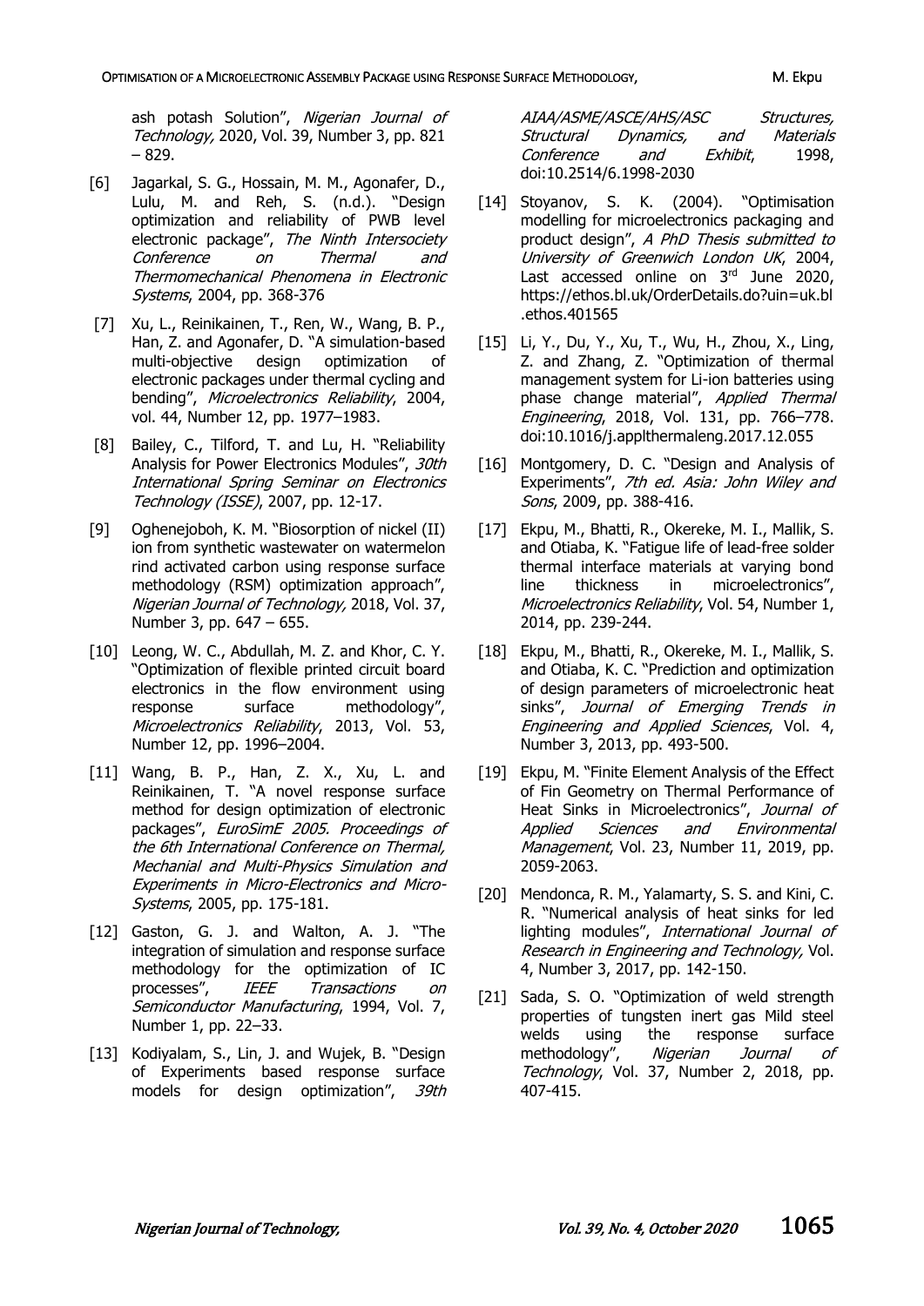ash potash Solution", *Nigerian Journal of Technology,* 2020, Vol. 39, Number 3, pp. 821 – 829.

[6] Jagarkal, S. G., Hossain, M. M., Agonafer, D., Lulu, M. and Reh, S. (n.d.). "Design optimization and reliability of PWB level electronic package", *The Ninth Intersociety Conference on Thermal and Thermomechanical Phenomena in Electronic Systems*, 2004, pp. 368-376

[7] Xu, L., Reinikainen, T., Ren, W., Wang, B. P., Han, Z. and Agonafer, D. "A simulation-based multi-objective design optimization of electronic packages under thermal cycling and bending", *Microelectronics Reliability*, 2004, vol. 44, Number 12, pp. 1977–1983.

[8] Bailey, C., Tilford, T. and Lu, H. "Reliability Analysis for Power Electronics Modules", *30th International Spring Seminar on Electronics Technology (ISSE)*, 2007, pp. 12-17.

[9] Oghenejoboh, K. M. "Biosorption of nickel (II) ion from synthetic wastewater on watermelon rind activated carbon using response surface methodology (RSM) optimization approach", *Nigerian Journal of Technology,* 2018, Vol. 37, Number 3, pp. 647 – 655.

[10] Leong, W. C., Abdullah, M. Z. and Khor, C. Y. "Optimization of flexible printed circuit board electronics in the flow environment using response surface methodology", *Microelectronics Reliability*, 2013, Vol. 53, Number 12, pp. 1996–2004.

[11] Wang, B. P., Han, Z. X., Xu, L. and Reinikainen, T. "A novel response surface method for design optimization of electronic packages", *EuroSimE 2005. Proceedings of the 6th International Conference on Thermal, Mechanial and Multi-Physics Simulation and Experiments in Micro-Electronics and Micro-Systems*, 2005, pp. 175-181.

[12] Gaston, G. J. and Walton, A. J. "The integration of simulation and response surface methodology for the optimization of IC processes", *IEEE Transactions on Semiconductor Manufacturing*, 1994, Vol. 7, Number 1, pp. 22–33.

[13] Kodiyalam, S., Lin, J. and Wujek, B. "Design of Experiments based response surface models for design optimization", *39th AIAA/ASME/ASCE/AHS/ASC Structures, Structural Dynamics, and Materials Conference and Exhibit*, 1998, doi:10.2514/6.1998-2030

[14] Stoyanov, S. K. (2004). "Optimisation modelling for microelectronics packaging and product design", *A PhD Thesis submitted to University of Greenwich London UK*, 2004, Last accessed online on 3rd June 2020, https://ethos.bl.uk/OrderDetails.do?uin=uk.bl.ethos.401565

[15] Li, Y., Du, Y., Xu, T., Wu, H., Zhou, X., Ling, Z. and Zhang, Z. "Optimization of thermal management system for Li-ion batteries using phase change material", *Applied Thermal Engineering*, 2018, Vol. 131, pp. 766–778. doi:10.1016/j.applthermaleng.2017.12.055

[16] Montgomery, D. C. "Design and Analysis of Experiments", *7th ed. Asia: John Wiley and Sons*, 2009, pp. 388-416.

[17] Ekpu, M., Bhatti, R., Okereke, M. I., Mallik, S. and Otiaba, K. "Fatigue life of lead-free solder thermal interface materials at varying bond line thickness in microelectronics", *Microelectronics Reliability*, Vol. 54, Number 1, 2014, pp. 239-244.

[18] Ekpu, M., Bhatti, R., Okereke, M. I., Mallik, S. and Otiaba, K. C. "Prediction and optimization of design parameters of microelectronic heat sinks", *Journal of Emerging Trends in Engineering and Applied Sciences*, Vol. 4, Number 3, 2013, pp. 493-500.

[19] Ekpu, M. "Finite Element Analysis of the Effect of Fin Geometry on Thermal Performance of Heat Sinks in Microelectronics", *Journal of Applied Sciences and Environmental Management*, Vol. 23, Number 11, 2019, pp. 2059-2063.

[20] Mendonca, R. M., Yalamarty, S. S. and Kini, C. R. "Numerical analysis of heat sinks for led lighting modules", *International Journal of Research in Engineering and Technology,* Vol. 4, Number 3, 2017, pp. 142-150.

[21] Sada, S. O. "Optimization of weld strength properties of tungsten inert gas Mild steel welds using the response surface methodology", *Nigerian Journal of Technology*, Vol. 37, Number 2, 2018, pp. 407-415.